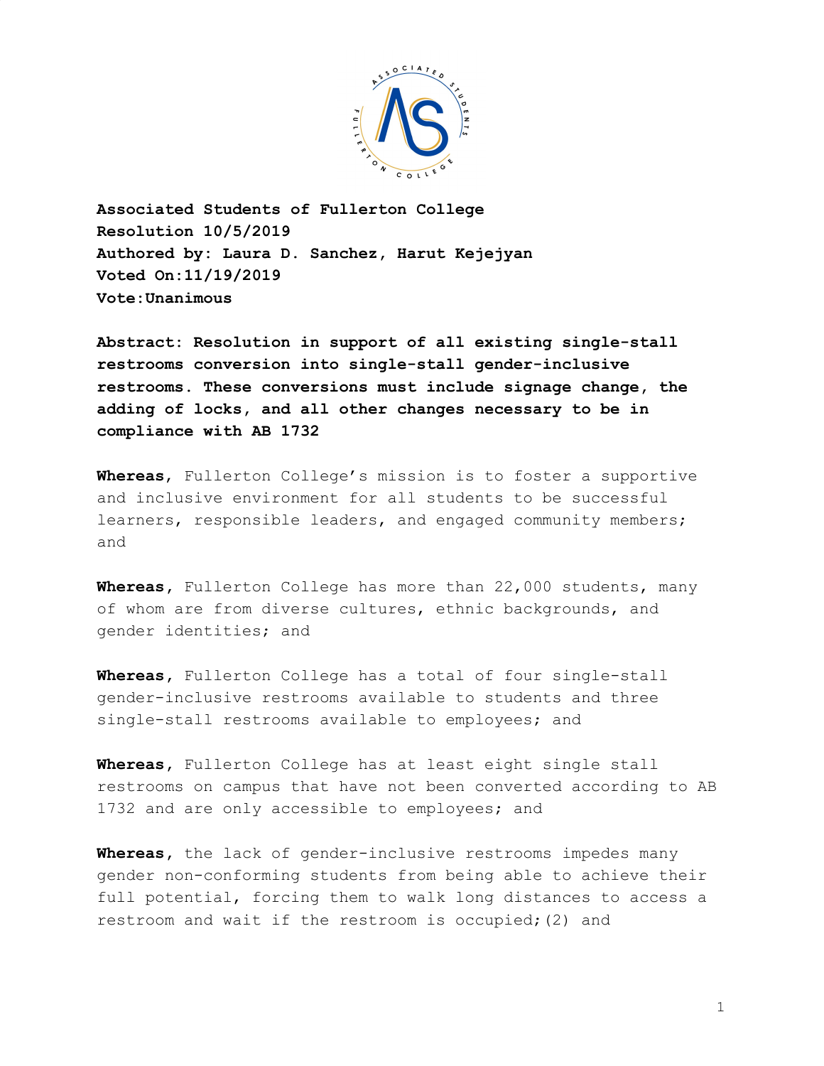**Associated Students of Fullerton College**
**Resolution 10/5/2019**
**Authored by: Laura D. Sanchez, Harut Kejejyan**
**Voted On:11/19/2019**
**Vote:Unanimous**

**Abstract: Resolution in support of all existing single-stall restrooms conversion into single-stall gender-inclusive restrooms. These conversions must include signage change, the adding of locks, and all other changes necessary to be in compliance with AB 1732**

**Whereas**, Fullerton College's mission is to foster a supportive and inclusive environment for all students to be successful learners, responsible leaders, and engaged community members; and

**Whereas**, Fullerton College has more than 22,000 students, many of whom are from diverse cultures, ethnic backgrounds, and gender identities; and

**Whereas**, Fullerton College has a total of four single-stall gender-inclusive restrooms available to students and three single-stall restrooms available to employees; and

**Whereas**, Fullerton College has at least eight single stall restrooms on campus that have not been converted according to AB 1732 and are only accessible to employees; and

**Whereas**, the lack of gender-inclusive restrooms impedes many gender non-conforming students from being able to achieve their full potential, forcing them to walk long distances to access a restroom and wait if the restroom is occupied;(2) and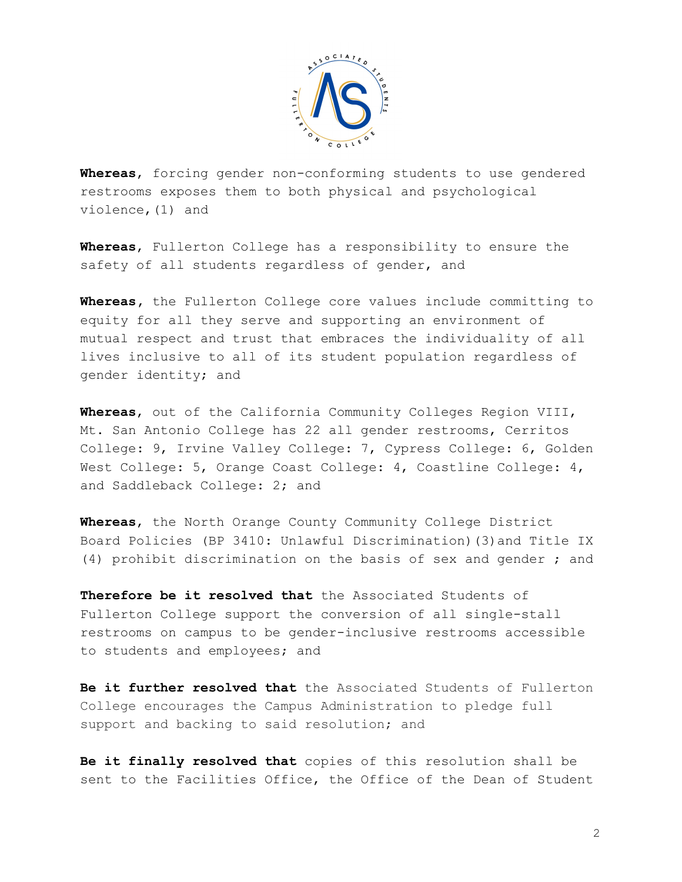**Whereas**, forcing gender non-conforming students to use gendered restrooms exposes them to both physical and psychological violence,(1) and

**Whereas**, Fullerton College has a responsibility to ensure the safety of all students regardless of gender, and

**Whereas**, the Fullerton College core values include committing to equity for all they serve and supporting an environment of mutual respect and trust that embraces the individuality of all lives inclusive to all of its student population regardless of gender identity; and

**Whereas**, out of the California Community Colleges Region VIII, Mt. San Antonio College has 22 all gender restrooms, Cerritos College: 9, Irvine Valley College: 7, Cypress College: 6, Golden West College: 5, Orange Coast College: 4, Coastline College: 4, and Saddleback College: 2; and

**Whereas**, the North Orange County Community College District Board Policies (BP 3410: Unlawful Discrimination)(3)and Title IX (4) prohibit discrimination on the basis of sex and gender ; and

**Therefore be it resolved that** the Associated Students of Fullerton College support the conversion of all single-stall restrooms on campus to be gender-inclusive restrooms accessible to students and employees; and

**Be it further resolved that** the Associated Students of Fullerton College encourages the Campus Administration to pledge full support and backing to said resolution; and

**Be it finally resolved that** copies of this resolution shall be sent to the Facilities Office, the Office of the Dean of Student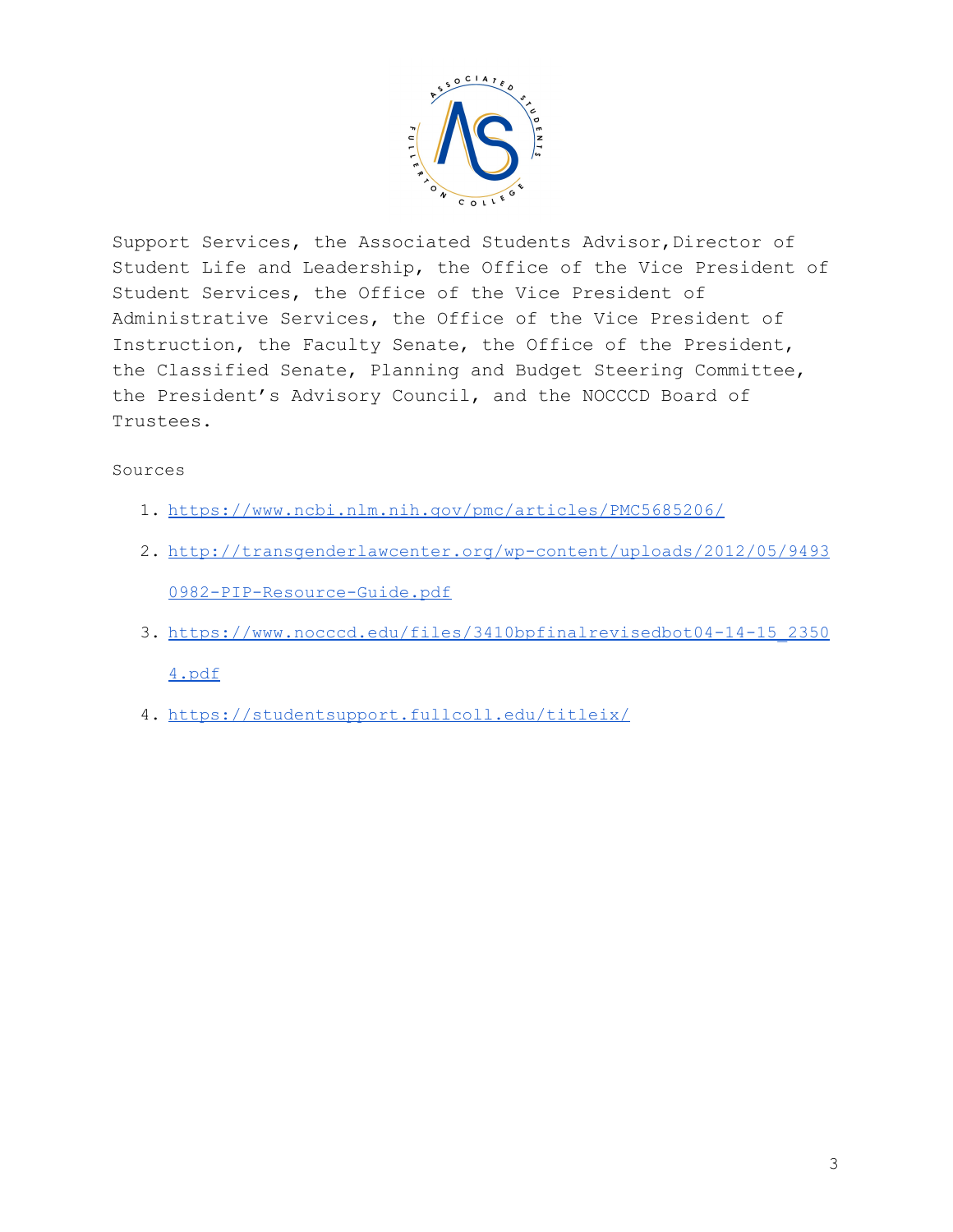Support Services, the Associated Students Advisor,Director of Student Life and Leadership, the Office of the Vice President of Student Services, the Office of the Vice President of Administrative Services, the Office of the Vice President of Instruction, the Faculty Senate, the Office of the President, the Classified Senate, Planning and Budget Steering Committee, the President's Advisory Council, and the NOCCCD Board of Trustees.

Sources

1. https://www.ncbi.nlm.nih.gov/pmc/articles/PMC5685206/
2. http://transgenderlawcenter.org/wp-content/uploads/2012/05/94930982-PIP-Resource-Guide.pdf
3. https://www.nocccd.edu/files/3410bpfinalrevisedbot04-14-15_23504.pdf
4. https://studentsupport.fullcoll.edu/titleix/